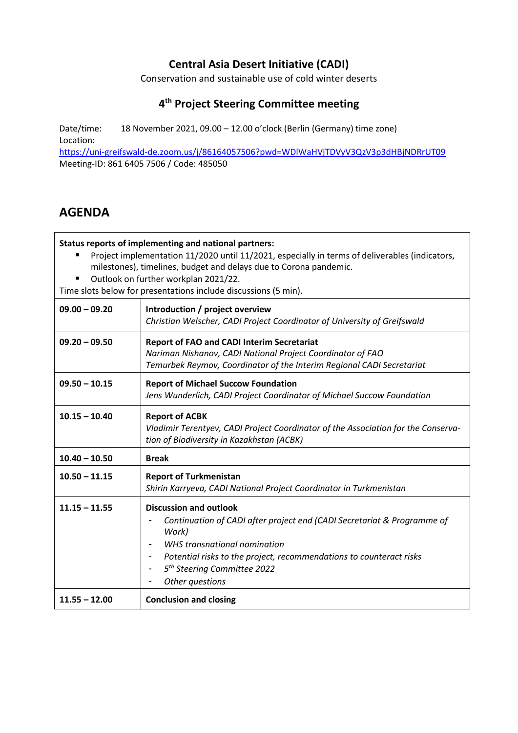# Central Asia Desert Initiative (CADI)

Conservation and sustainable use of cold winter deserts

## 4th Project Steering Committee meeting

Date/time: 18 November 2021, 09.00 – 12.00 o'clock (Berlin (Germany) time zone)
Location:
https://uni-greifswald-de.zoom.us/j/86164057506?pwd=WDlWaHVjTDVyV3QzV3p3dHBjNDRrUT09
Meeting-ID: 861 6405 7506 / Code: 485050

## AGENDA

**Status reports of implementing and national partners:**

- Project implementation 11/2020 until 11/2021, especially in terms of deliverables (indicators, milestones), timelines, budget and delays due to Corona pandemic.
- Outlook on further workplan 2021/22.

Time slots below for presentations include discussions (5 min).

| Time | Item |
|---|---|
| **09.00 – 09.20** | **Introduction / project overview**<br>*Christian Welscher, CADI Project Coordinator of University of Greifswald* |
| **09.20 – 09.50** | **Report of FAO and CADI Interim Secretariat**<br>*Nariman Nishanov, CADI National Project Coordinator of FAO*<br>*Temurbek Reymov, Coordinator of the Interim Regional CADI Secretariat* |
| **09.50 – 10.15** | **Report of Michael Succow Foundation**<br>*Jens Wunderlich, CADI Project Coordinator of Michael Succow Foundation* |
| **10.15 – 10.40** | **Report of ACBK**<br>*Vladimir Terentyev, CADI Project Coordinator of the Association for the Conservation of Biodiversity in Kazakhstan (ACBK)* |
| **10.40 – 10.50** | **Break** |
| **10.50 – 11.15** | **Report of Turkmenistan**<br>*Shirin Karryeva, CADI National Project Coordinator in Turkmenistan* |
| **11.15 – 11.55** | **Discussion and outlook**<br>- *Continuation of CADI after project end (CADI Secretariat & Programme of Work)*<br>- *WHS transnational nomination*<br>- *Potential risks to the project, recommendations to counteract risks*<br>- *5th Steering Committee 2022*<br>- *Other questions* |
| **11.55 – 12.00** | **Conclusion and closing** |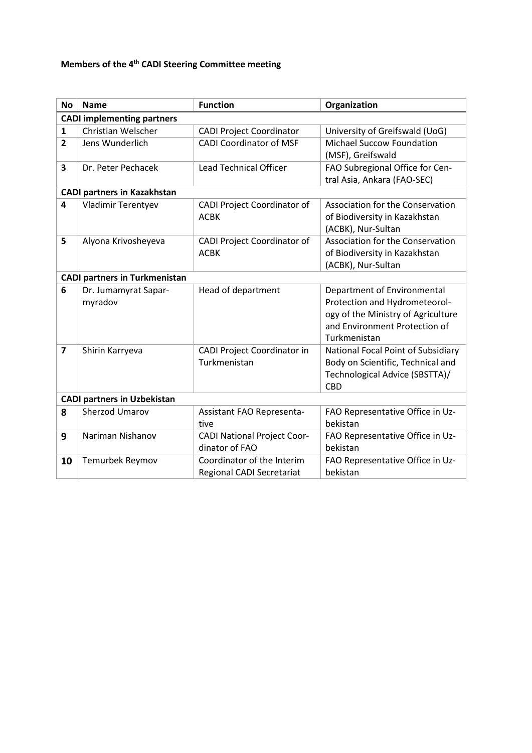**Members of the 4th CADI Steering Committee meeting**

| No | Name | Function | Organization |
|---|---|---|---|
| **CADI implementing partners** | | | |
| **1** | Christian Welscher | CADI Project Coordinator | University of Greifswald (UoG) |
| **2** | Jens Wunderlich | CADI Coordinator of MSF | Michael Succow Foundation (MSF), Greifswald |
| **3** | Dr. Peter Pechacek | Lead Technical Officer | FAO Subregional Office for Central Asia, Ankara (FAO-SEC) |
| **CADI partners in Kazakhstan** | | | |
| **4** | Vladimir Terentyev | CADI Project Coordinator of ACBK | Association for the Conservation of Biodiversity in Kazakhstan (ACBK), Nur-Sultan |
| **5** | Alyona Krivosheyeva | CADI Project Coordinator of ACBK | Association for the Conservation of Biodiversity in Kazakhstan (ACBK), Nur-Sultan |
| **CADI partners in Turkmenistan** | | | |
| **6** | Dr. Jumamyrat Saparmyradov | Head of department | Department of Environmental Protection and Hydrometeorology of the Ministry of Agriculture and Environment Protection of Turkmenistan |
| **7** | Shirin Karryeva | CADI Project Coordinator in Turkmenistan | National Focal Point of Subsidiary Body on Scientific, Technical and Technological Advice (SBSTTA)/ CBD |
| **CADI partners in Uzbekistan** | | | |
| **8** | Sherzod Umarov | Assistant FAO Representative | FAO Representative Office in Uzbekistan |
| **9** | Nariman Nishanov | CADI National Project Coordinator of FAO | FAO Representative Office in Uzbekistan |
| **10** | Temurbek Reymov | Coordinator of the Interim Regional CADI Secretariat | FAO Representative Office in Uzbekistan |